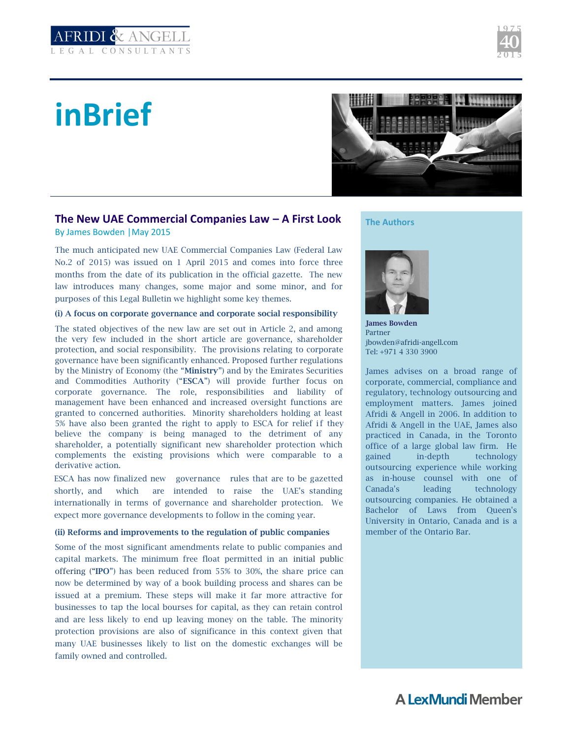AFRIDI & ANGELL
LEGAL CONSULTANTS

# inBrief

## The New UAE Commercial Companies Law – A First Look

By James Bowden | May 2015

The much anticipated new UAE Commercial Companies Law (Federal Law No.2 of 2015) was issued on 1 April 2015 and comes into force three months from the date of its publication in the official gazette. The new law introduces many changes, some major and some minor, and for purposes of this Legal Bulletin we highlight some key themes.

### (i) A focus on corporate governance and corporate social responsibility

The stated objectives of the new law are set out in Article 2, and among the very few included in the short article are governance, shareholder protection, and social responsibility. The provisions relating to corporate governance have been significantly enhanced. Proposed further regulations by the Ministry of Economy (the "**Ministry**") and by the Emirates Securities and Commodities Authority ("**ESCA**") will provide further focus on corporate governance. The role, responsibilities and liability of management have been enhanced and increased oversight functions are granted to concerned authorities. Minority shareholders holding at least 5% have also been granted the right to apply to ESCA for relief if they believe the company is being managed to the detriment of any shareholder, a potentially significant new shareholder protection which complements the existing provisions which were comparable to a derivative action.

ESCA has now finalized new governance rules that are to be gazetted shortly, and which are intended to raise the UAE's standing internationally in terms of governance and shareholder protection. We expect more governance developments to follow in the coming year.

### (ii) Reforms and improvements to the regulation of public companies

Some of the most significant amendments relate to public companies and capital markets. The minimum free float permitted in an initial public offering ("**IPO**") has been reduced from 55% to 30%, the share price can now be determined by way of a book building process and shares can be issued at a premium. These steps will make it far more attractive for businesses to tap the local bourses for capital, as they can retain control and are less likely to end up leaving money on the table. The minority protection provisions are also of significance in this context given that many UAE businesses likely to list on the domestic exchanges will be family owned and controlled.

### The Authors

**James Bowden**
Partner
jbowden@afridi-angell.com
Tel: +971 4 330 3900

James advises on a broad range of corporate, commercial, compliance and regulatory, technology outsourcing and employment matters. James joined Afridi & Angell in 2006. In addition to Afridi & Angell in the UAE, James also practiced in Canada, in the Toronto office of a large global law firm. He gained in-depth technology outsourcing experience while working as in-house counsel with one of Canada's leading technology outsourcing companies. He obtained a Bachelor of Laws from Queen's University in Ontario, Canada and is a member of the Ontario Bar.

A LexMundi Member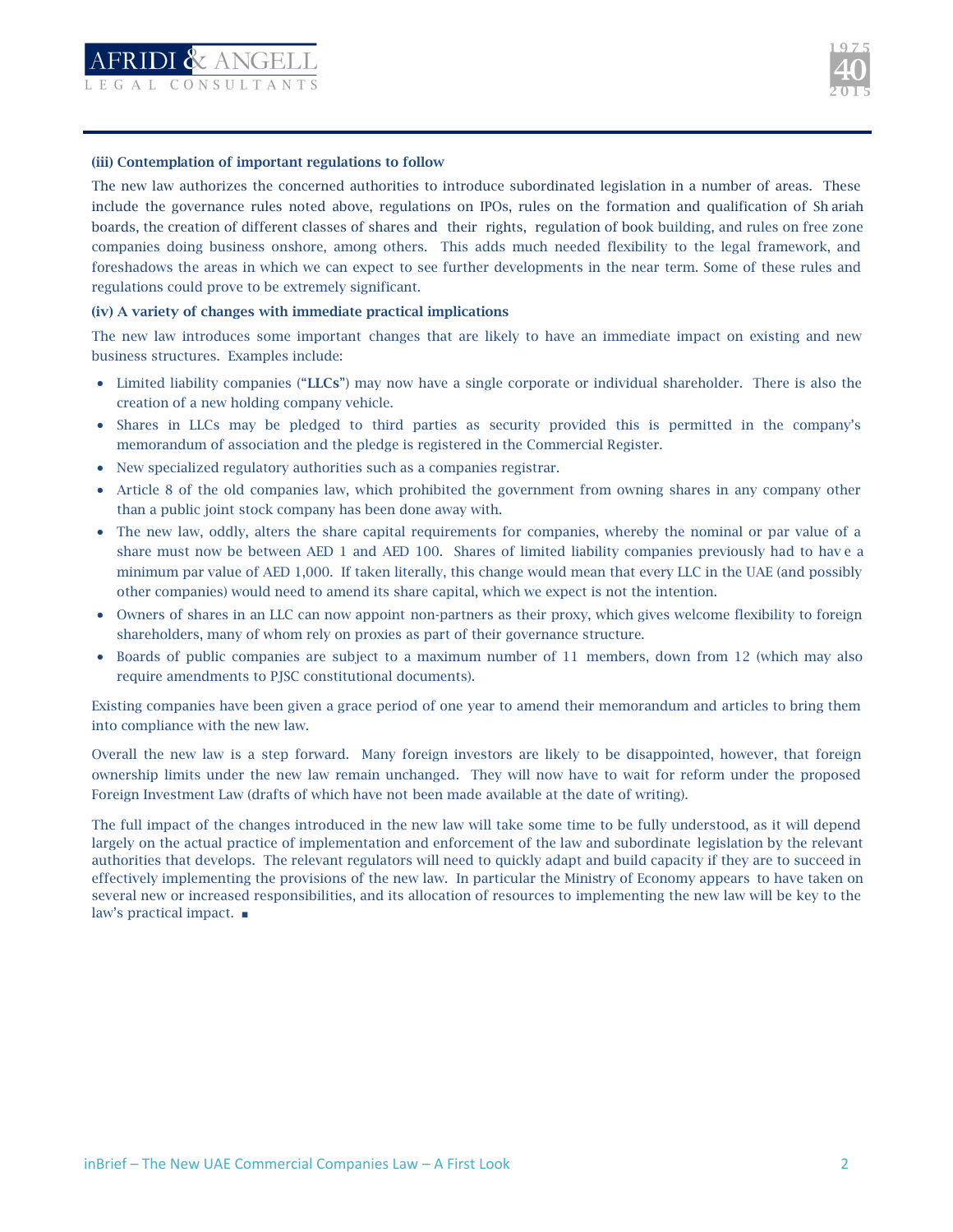**(iii) Contemplation of important regulations to follow**

The new law authorizes the concerned authorities to introduce subordinated legislation in a number of areas. These include the governance rules noted above, regulations on IPOs, rules on the formation and qualification of Shariah boards, the creation of different classes of shares and their rights, regulation of book building, and rules on free zone companies doing business onshore, among others. This adds much needed flexibility to the legal framework, and foreshadows the areas in which we can expect to see further developments in the near term. Some of these rules and regulations could prove to be extremely significant.

**(iv) A variety of changes with immediate practical implications**

The new law introduces some important changes that are likely to have an immediate impact on existing and new business structures. Examples include:

- Limited liability companies ("**LLCs**") may now have a single corporate or individual shareholder. There is also the creation of a new holding company vehicle.
- Shares in LLCs may be pledged to third parties as security provided this is permitted in the company's memorandum of association and the pledge is registered in the Commercial Register.
- New specialized regulatory authorities such as a companies registrar.
- Article 8 of the old companies law, which prohibited the government from owning shares in any company other than a public joint stock company has been done away with.
- The new law, oddly, alters the share capital requirements for companies, whereby the nominal or par value of a share must now be between AED 1 and AED 100. Shares of limited liability companies previously had to have a minimum par value of AED 1,000. If taken literally, this change would mean that every LLC in the UAE (and possibly other companies) would need to amend its share capital, which we expect is not the intention.
- Owners of shares in an LLC can now appoint non-partners as their proxy, which gives welcome flexibility to foreign shareholders, many of whom rely on proxies as part of their governance structure.
- Boards of public companies are subject to a maximum number of 11 members, down from 12 (which may also require amendments to PJSC constitutional documents).

Existing companies have been given a grace period of one year to amend their memorandum and articles to bring them into compliance with the new law.

Overall the new law is a step forward. Many foreign investors are likely to be disappointed, however, that foreign ownership limits under the new law remain unchanged. They will now have to wait for reform under the proposed Foreign Investment Law (drafts of which have not been made available at the date of writing).

The full impact of the changes introduced in the new law will take some time to be fully understood, as it will depend largely on the actual practice of implementation and enforcement of the law and subordinate legislation by the relevant authorities that develops. The relevant regulators will need to quickly adapt and build capacity if they are to succeed in effectively implementing the provisions of the new law. In particular the Ministry of Economy appears to have taken on several new or increased responsibilities, and its allocation of resources to implementing the new law will be key to the law's practical impact. ■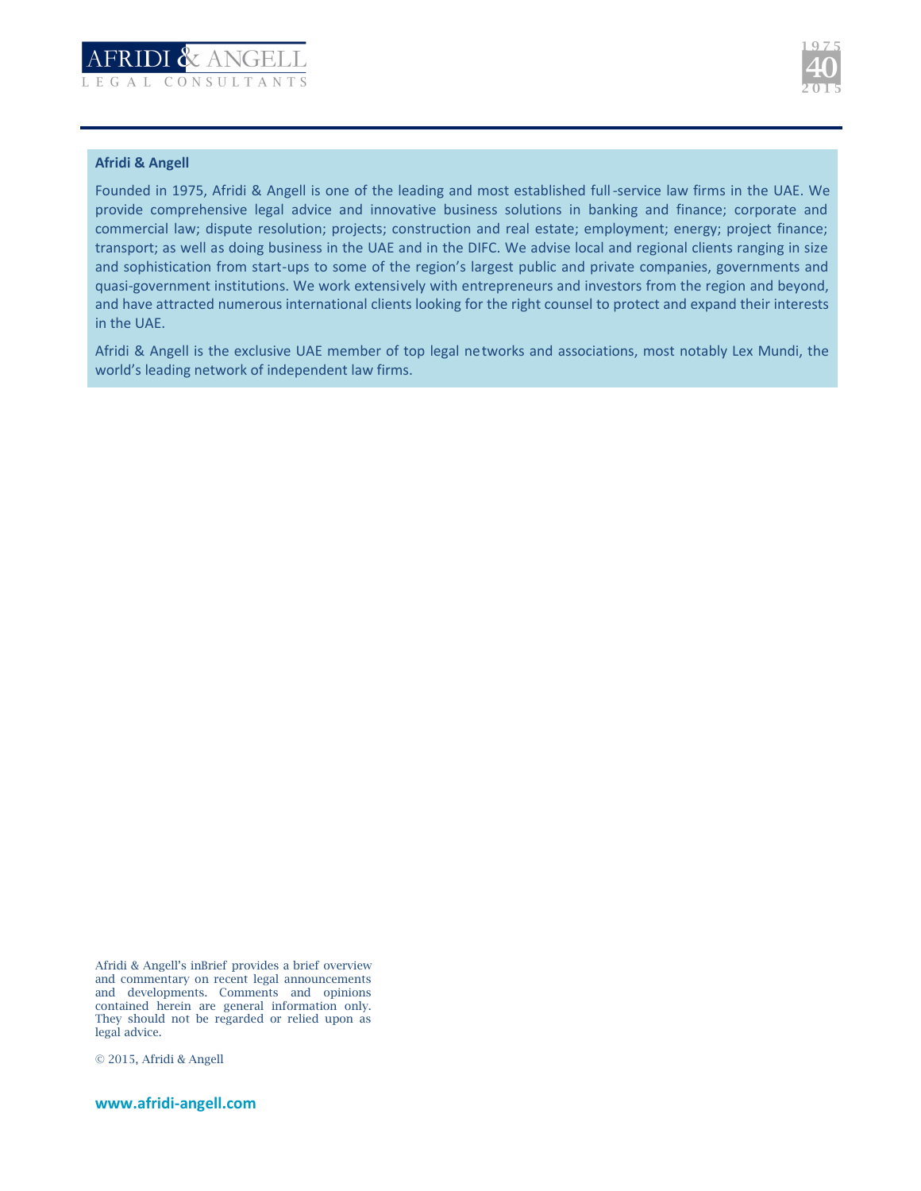**Afridi & Angell**

Founded in 1975, Afridi & Angell is one of the leading and most established full-service law firms in the UAE. We provide comprehensive legal advice and innovative business solutions in banking and finance; corporate and commercial law; dispute resolution; projects; construction and real estate; employment; energy; project finance; transport; as well as doing business in the UAE and in the DIFC. We advise local and regional clients ranging in size and sophistication from start-ups to some of the region's largest public and private companies, governments and quasi-government institutions. We work extensively with entrepreneurs and investors from the region and beyond, and have attracted numerous international clients looking for the right counsel to protect and expand their interests in the UAE.

Afridi & Angell is the exclusive UAE member of top legal networks and associations, most notably Lex Mundi, the world's leading network of independent law firms.

Afridi & Angell's inBrief provides a brief overview and commentary on recent legal announcements and developments. Comments and opinions contained herein are general information only. They should not be regarded or relied upon as legal advice.

© 2015, Afridi & Angell

**www.afridi-angell.com**